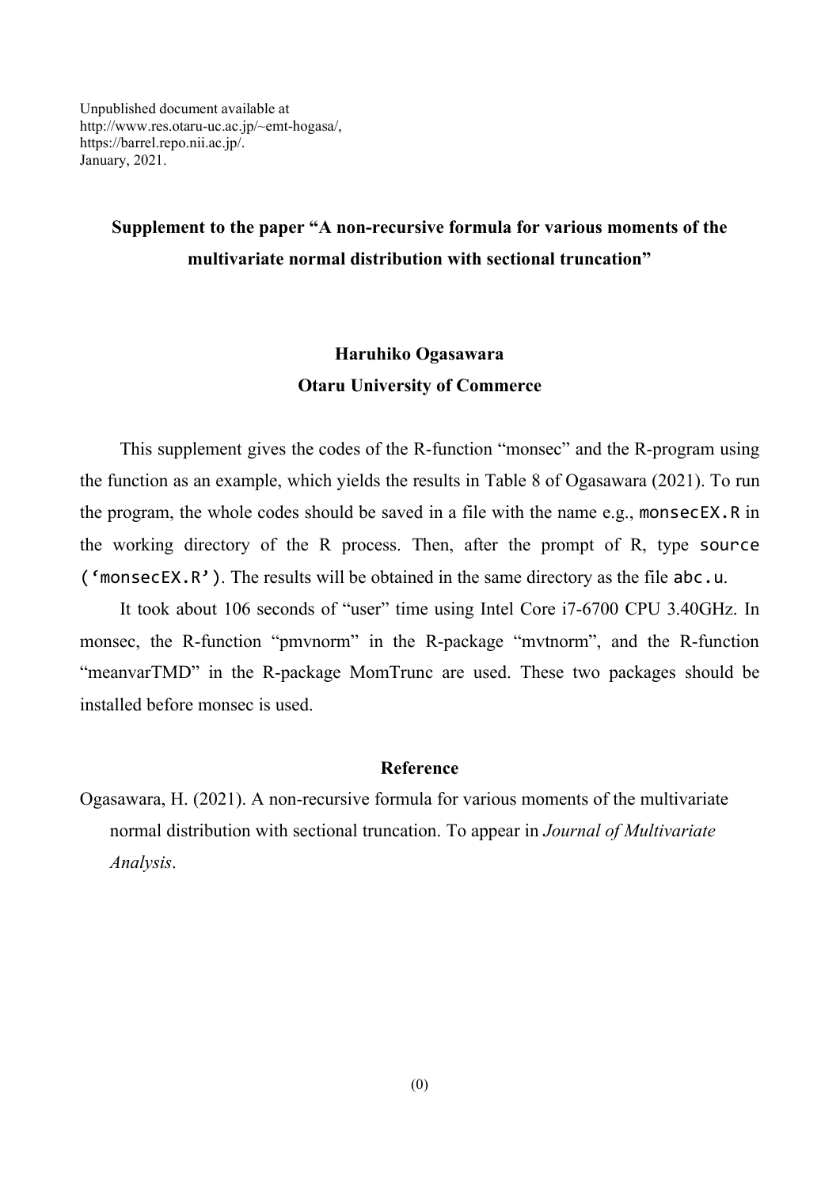Unpublished document available at
http://www.res.otaru-uc.ac.jp/~emt-hogasa/,
https://barrel.repo.nii.ac.jp/.
January, 2021.

# Supplement to the paper "A non-recursive formula for various moments of the multivariate normal distribution with sectional truncation"

**Haruhiko Ogasawara**

**Otaru University of Commerce**

This supplement gives the codes of the R-function "monsec" and the R-program using the function as an example, which yields the results in Table 8 of Ogasawara (2021). To run the program, the whole codes should be saved in a file with the name e.g., `monsecEX.R` in the working directory of the R process. Then, after the prompt of R, type `source ('monsecEX.R')`. The results will be obtained in the same directory as the file `abc.u`.

It took about 106 seconds of "user" time using Intel Core i7-6700 CPU 3.40GHz. In monsec, the R-function "pmvnorm" in the R-package "mvtnorm", and the R-function "meanvarTMD" in the R-package MomTrunc are used. These two packages should be installed before monsec is used.

## Reference

Ogasawara, H. (2021). A non-recursive formula for various moments of the multivariate normal distribution with sectional truncation. To appear in *Journal of Multivariate Analysis*.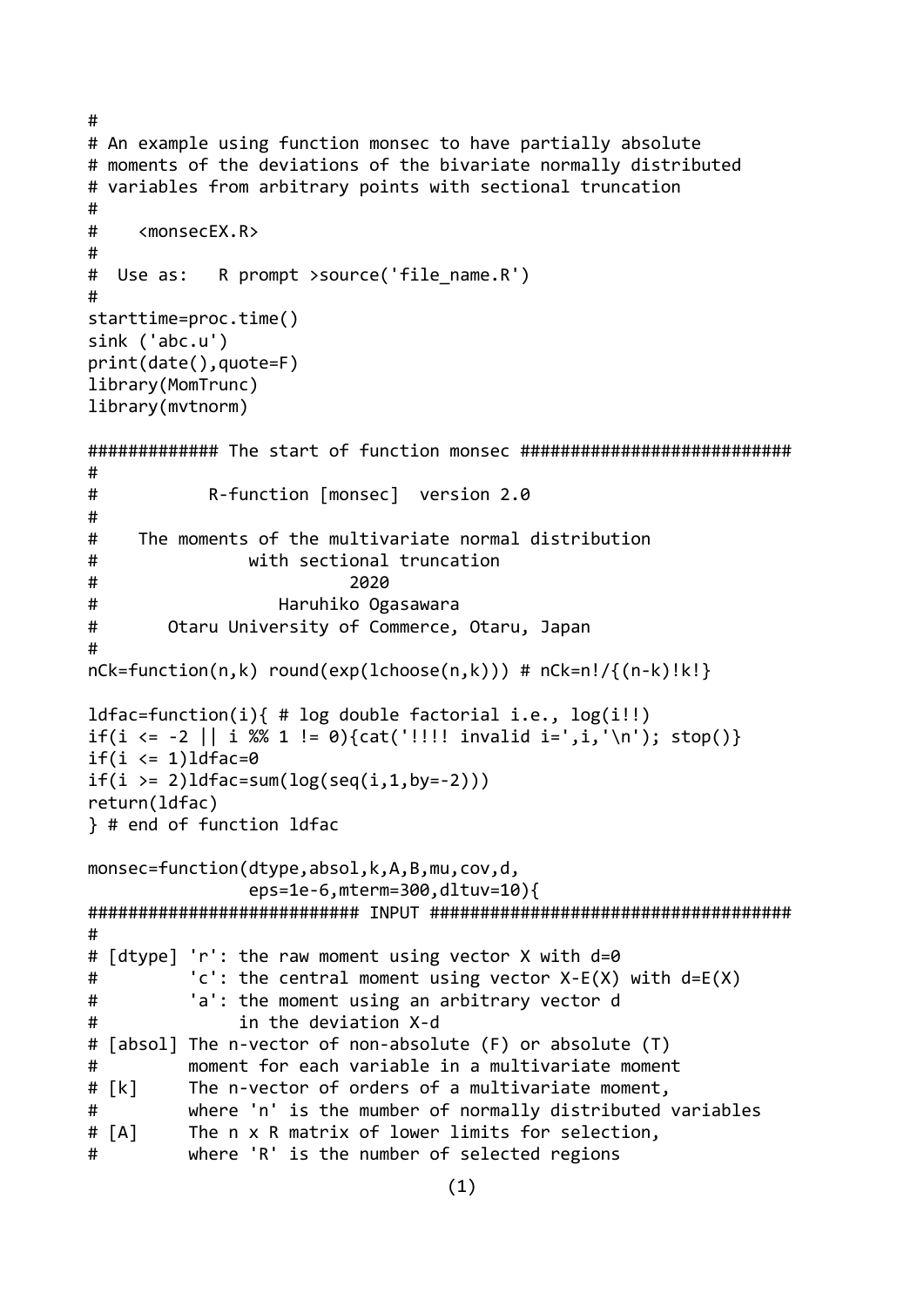```
#
# An example using function monsec to have partially absolute
# moments of the deviations of the bivariate normally distributed
# variables from arbitrary points with sectional truncation
#
#    <monsecEX.R>
#
#  Use as:   R prompt >source('file_name.R')
#
starttime=proc.time()
sink ('abc.u')
print(date(),quote=F)
library(MomTrunc)
library(mvtnorm)

############# The start of function monsec ##########################
#
#           R-function [monsec]  version 2.0
#
#    The moments of the multivariate normal distribution
#               with sectional truncation
#                         2020
#                   Haruhiko Ogasawara
#       Otaru University of Commerce, Otaru, Japan
#
nCk=function(n,k) round(exp(lchoose(n,k))) # nCk=n!/{(n-k)!k!}

ldfac=function(i){ # log double factorial i.e., log(i!!)
if(i <= -2 || i %% 1 != 0){cat('!!!! invalid i=',i,'\n'); stop()}
if(i <= 1)ldfac=0
if(i >= 2)ldfac=sum(log(seq(i,1,by=-2)))
return(ldfac)
} # end of function ldfac

monsec=function(dtype,absol,k,A,B,mu,cov,d,
                eps=1e-6,mterm=300,dltuv=10){
########################### INPUT ####################################
#
# [dtype] 'r': the raw moment using vector X with d=0
#         'c': the central moment using vector X-E(X) with d=E(X)
#         'a': the moment using an arbitrary vector d
#              in the deviation X-d
# [absol] The n-vector of non-absolute (F) or absolute (T)
#         moment for each variable in a multivariate moment
# [k]     The n-vector of orders of a multivariate moment,
#         where 'n' is the mumber of normally distributed variables
# [A]     The n x R matrix of lower limits for selection,
#         where 'R' is the number of selected regions
```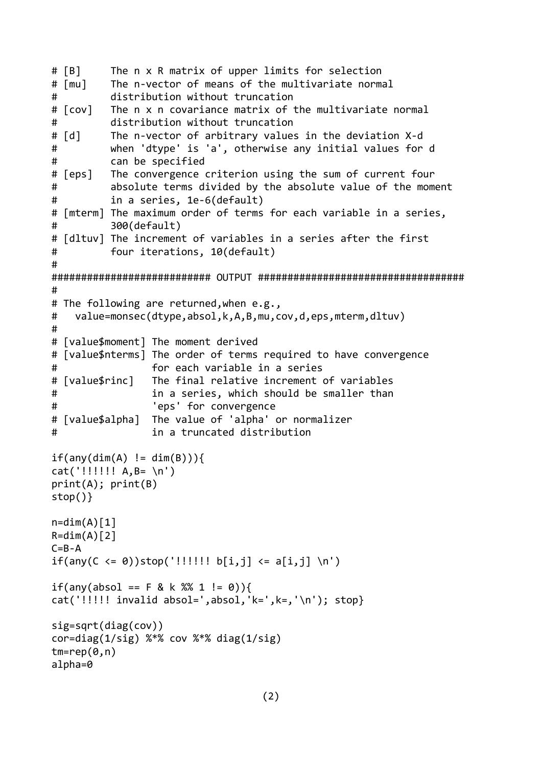```
# [B]     The n x R matrix of upper limits for selection
# [mu]    The n-vector of means of the multivariate normal
#         distribution without truncation
# [cov]   The n x n covariance matrix of the multivariate normal
#         distribution without truncation
# [d]     The n-vector of arbitrary values in the deviation X-d
#         when 'dtype' is 'a', otherwise any initial values for d
#         can be specified
# [eps]   The convergence criterion using the sum of current four
#         absolute terms divided by the absolute value of the moment
#         in a series, 1e-6(default)
# [mterm] The maximum order of terms for each variable in a series,
#         300(default)
# [dltuv] The increment of variables in a series after the first
#         four iterations, 10(default)
#
########################## OUTPUT ###################################
#
# The following are returned,when e.g.,
#   value=monsec(dtype,absol,k,A,B,mu,cov,d,eps,mterm,dltuv)
#
# [value$moment] The moment derived
# [value$nterms] The order of terms required to have convergence
#                for each variable in a series
# [value$rinc]   The final relative increment of variables
#                in a series, which should be smaller than
#                'eps' for convergence
# [value$alpha]  The value of 'alpha' or normalizer
#                in a truncated distribution

if(any(dim(A) != dim(B))){
cat('!!!!!! A,B= \n')
print(A); print(B)
stop()}

n=dim(A)[1]
R=dim(A)[2]
C=B-A
if(any(C <= 0))stop('!!!!!! b[i,j] <= a[i,j] \n')

if(any(absol == F & k %% 1 != 0)){
cat('!!!!! invalid absol=',absol,'k=',k=,'\n'); stop}

sig=sqrt(diag(cov))
cor=diag(1/sig) %*% cov %*% diag(1/sig)
tm=rep(0,n)
alpha=0
```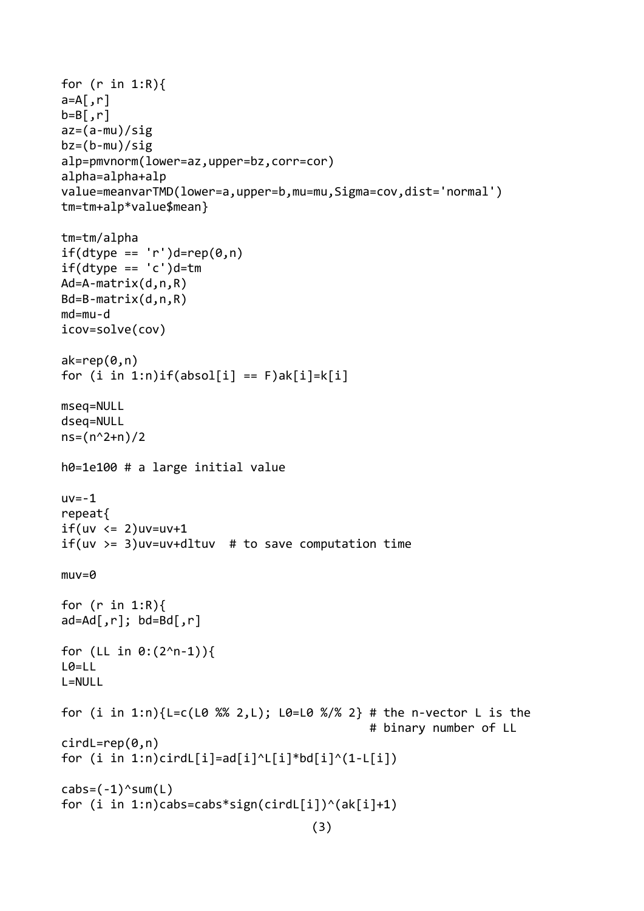```
for (r in 1:R){
a=A[,r]
b=B[,r]
az=(a-mu)/sig
bz=(b-mu)/sig
alp=pmvnorm(lower=az,upper=bz,corr=cor)
alpha=alpha+alp
value=meanvarTMD(lower=a,upper=b,mu=mu,Sigma=cov,dist='normal')
tm=tm+alp*value$mean}

tm=tm/alpha
if(dtype == 'r')d=rep(0,n)
if(dtype == 'c')d=tm
Ad=A-matrix(d,n,R)
Bd=B-matrix(d,n,R)
md=mu-d
icov=solve(cov)

ak=rep(0,n)
for (i in 1:n)if(absol[i] == F)ak[i]=k[i]

mseq=NULL
dseq=NULL
ns=(n^2+n)/2

h0=1e100 # a large initial value

uv=-1
repeat{
if(uv <= 2)uv=uv+1
if(uv >= 3)uv=uv+dltuv  # to save computation time

muv=0

for (r in 1:R){
ad=Ad[,r]; bd=Bd[,r]

for (LL in 0:(2^n-1)){
L0=LL
L=NULL

for (i in 1:n){L=c(L0 %% 2,L); L0=L0 %/% 2} # the n-vector L is the
                                              # binary number of LL
cirdL=rep(0,n)
for (i in 1:n)cirdL[i]=ad[i]^L[i]*bd[i]^(1-L[i])

cabs=(-1)^sum(L)
for (i in 1:n)cabs=cabs*sign(cirdL[i])^(ak[i]+1)
```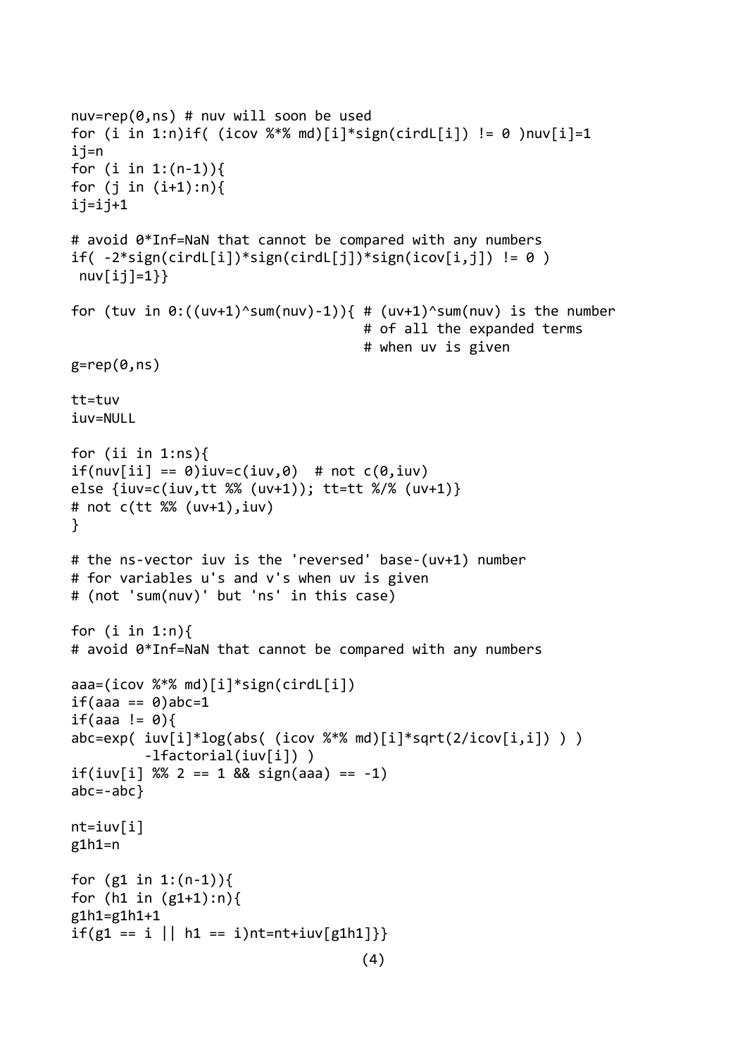```
nuv=rep(0,ns) # nuv will soon be used
for (i in 1:n)if( (icov %*% md)[i]*sign(cirdL[i]) != 0 )nuv[i]=1
ij=n
for (i in 1:(n-1)){
for (j in (i+1):n){
ij=ij+1

# avoid 0*Inf=NaN that cannot be compared with any numbers
if( -2*sign(cirdL[i])*sign(cirdL[j])*sign(icov[i,j]) != 0 )
 nuv[ij]=1}}

for (tuv in 0:((uv+1)^sum(nuv)-1)){ # (uv+1)^sum(nuv) is the number
                                    # of all the expanded terms
                                    # when uv is given
g=rep(0,ns)

tt=tuv
iuv=NULL

for (ii in 1:ns){
if(nuv[ii] == 0)iuv=c(iuv,0)  # not c(0,iuv)
else {iuv=c(iuv,tt %% (uv+1)); tt=tt %/% (uv+1)}
# not c(tt %% (uv+1),iuv)
}

# the ns-vector iuv is the 'reversed' base-(uv+1) number
# for variables u's and v's when uv is given
# (not 'sum(nuv)' but 'ns' in this case)

for (i in 1:n){
# avoid 0*Inf=NaN that cannot be compared with any numbers

aaa=(icov %*% md)[i]*sign(cirdL[i])
if(aaa == 0)abc=1
if(aaa != 0){
abc=exp( iuv[i]*log(abs( (icov %*% md)[i]*sqrt(2/icov[i,i]) ) )
         -lfactorial(iuv[i]) )
if(iuv[i] %% 2 == 1 && sign(aaa) == -1)
abc=-abc}

nt=iuv[i]
g1h1=n

for (g1 in 1:(n-1)){
for (h1 in (g1+1):n){
g1h1=g1h1+1
if(g1 == i || h1 == i)nt=nt+iuv[g1h1]}}
```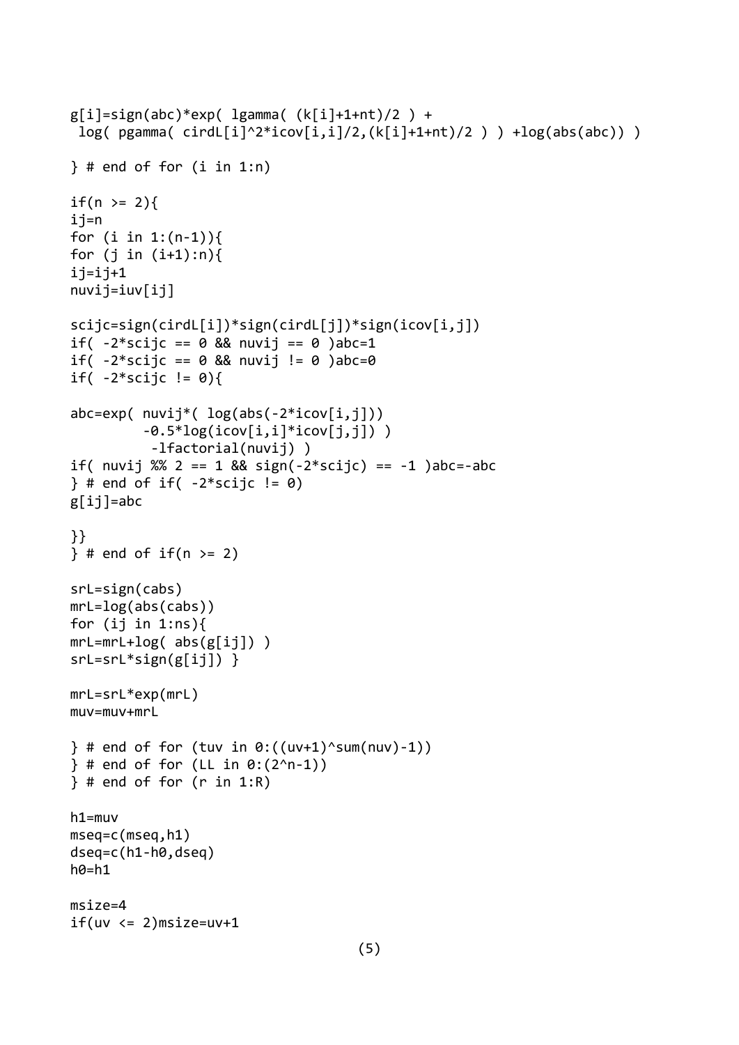```
g[i]=sign(abc)*exp( lgamma( (k[i]+1+nt)/2 ) +
 log( pgamma( cirdL[i]^2*icov[i,i]/2,(k[i]+1+nt)/2 ) ) +log(abs(abc)) )

} # end of for (i in 1:n)

if(n >= 2){
ij=n
for (i in 1:(n-1)){
for (j in (i+1):n){
ij=ij+1
nuvij=iuv[ij]

scijc=sign(cirdL[i])*sign(cirdL[j])*sign(icov[i,j])
if( -2*scijc == 0 && nuvij == 0 )abc=1
if( -2*scijc == 0 && nuvij != 0 )abc=0
if( -2*scijc != 0){

abc=exp( nuvij*( log(abs(-2*icov[i,j]))
         -0.5*log(icov[i,i]*icov[j,j]) )
          -lfactorial(nuvij) )
if( nuvij %% 2 == 1 && sign(-2*scijc) == -1 )abc=-abc
} # end of if( -2*scijc != 0)
g[ij]=abc

}}
} # end of if(n >= 2)

srL=sign(cabs)
mrL=log(abs(cabs))
for (ij in 1:ns){
mrL=mrL+log( abs(g[ij]) )
srL=srL*sign(g[ij]) }

mrL=srL*exp(mrL)
muv=muv+mrL

} # end of for (tuv in 0:((uv+1)^sum(nuv)-1))
} # end of for (LL in 0:(2^n-1))
} # end of for (r in 1:R)

h1=muv
mseq=c(mseq,h1)
dseq=c(h1-h0,dseq)
h0=h1

msize=4
if(uv <= 2)msize=uv+1
```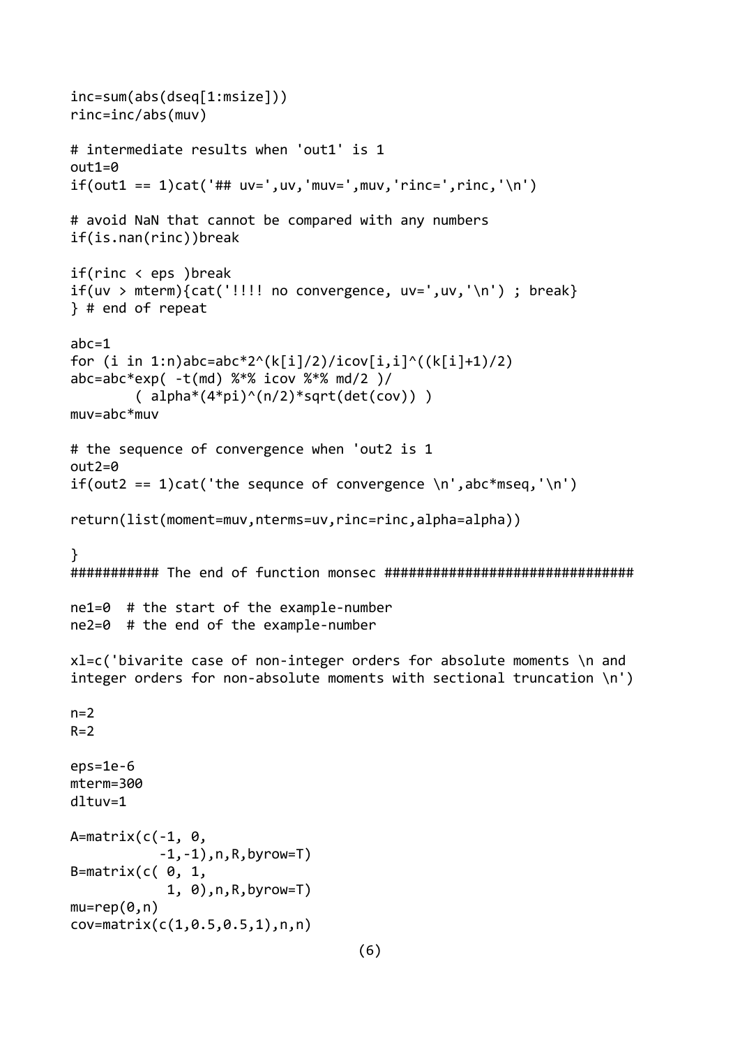```
inc=sum(abs(dseq[1:msize]))
rinc=inc/abs(muv)

# intermediate results when 'out1' is 1
out1=0
if(out1 == 1)cat('## uv=',uv,'muv=',muv,'rinc=',rinc,'\n')

# avoid NaN that cannot be compared with any numbers
if(is.nan(rinc))break

if(rinc < eps )break
if(uv > mterm){cat('!!!! no convergence, uv=',uv,'\n') ; break}
} # end of repeat

abc=1
for (i in 1:n)abc=abc*2^(k[i]/2)/icov[i,i]^((k[i]+1)/2)
abc=abc*exp( -t(md) %*% icov %*% md/2 )/
        ( alpha*(4*pi)^(n/2)*sqrt(det(cov)) )
muv=abc*muv

# the sequence of convergence when 'out2 is 1
out2=0
if(out2 == 1)cat('the sequnce of convergence \n',abc*mseq,'\n')

return(list(moment=muv,nterms=uv,rinc=rinc,alpha=alpha))

}
########### The end of function monsec ###############################

ne1=0  # the start of the example-number
ne2=0  # the end of the example-number

xl=c('bivarite case of non-integer orders for absolute moments \n and
integer orders for non-absolute moments with sectional truncation \n')

n=2
R=2

eps=1e-6
mterm=300
dltuv=1

A=matrix(c(-1, 0,
           -1,-1),n,R,byrow=T)
B=matrix(c( 0, 1,
            1, 0),n,R,byrow=T)
mu=rep(0,n)
cov=matrix(c(1,0.5,0.5,1),n,n)
```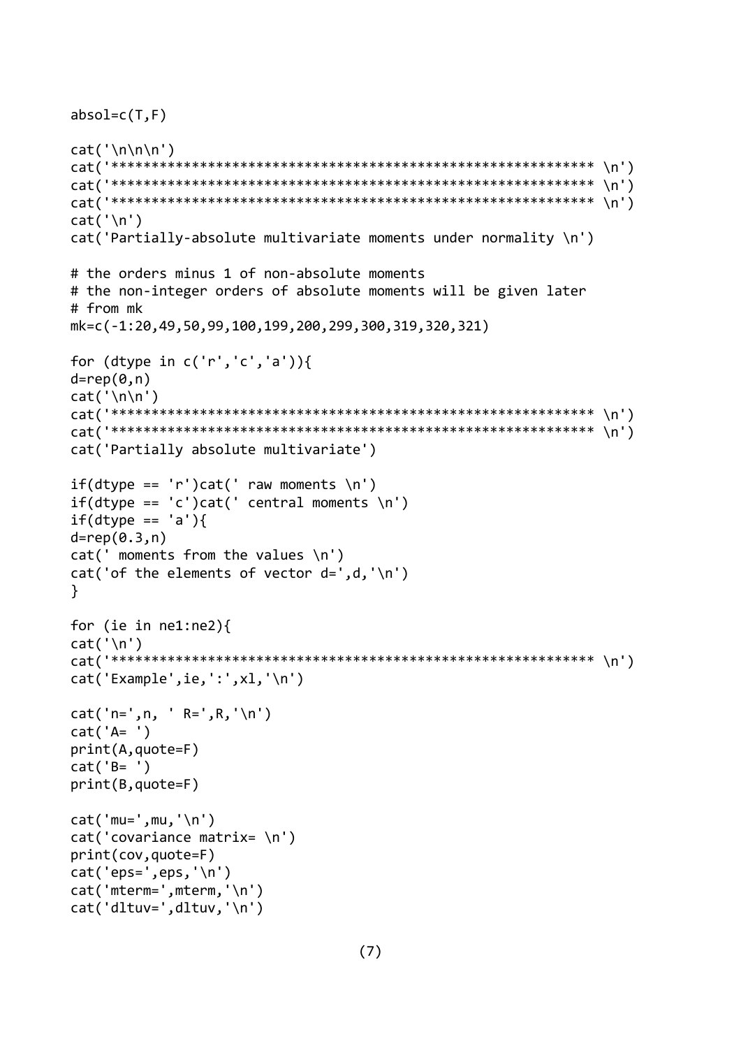```
absol=c(T,F)

cat('\n\n\n')
cat('************************************************************* \n')
cat('************************************************************* \n')
cat('************************************************************* \n')
cat('\n')
cat('Partially-absolute multivariate moments under normality \n')

# the orders minus 1 of non-absolute moments
# the non-integer orders of absolute moments will be given later
# from mk
mk=c(-1:20,49,50,99,100,199,200,299,300,319,320,321)

for (dtype in c('r','c','a')){
d=rep(0,n)
cat('\n\n')
cat('************************************************************* \n')
cat('************************************************************* \n')
cat('Partially absolute multivariate')

if(dtype == 'r')cat(' raw moments \n')
if(dtype == 'c')cat(' central moments \n')
if(dtype == 'a'){
d=rep(0.3,n)
cat(' moments from the values \n')
cat('of the elements of vector d=',d,'\n')
}

for (ie in ne1:ne2){
cat('\n')
cat('************************************************************* \n')
cat('Example',ie,':',xl,'\n')

cat('n=',n, ' R=',R,'\n')
cat('A= ')
print(A,quote=F)
cat('B= ')
print(B,quote=F)

cat('mu=',mu,'\n')
cat('covariance matrix= \n')
print(cov,quote=F)
cat('eps=',eps,'\n')
cat('mterm=',mterm,'\n')
cat('dltuv=',dltuv,'\n')
```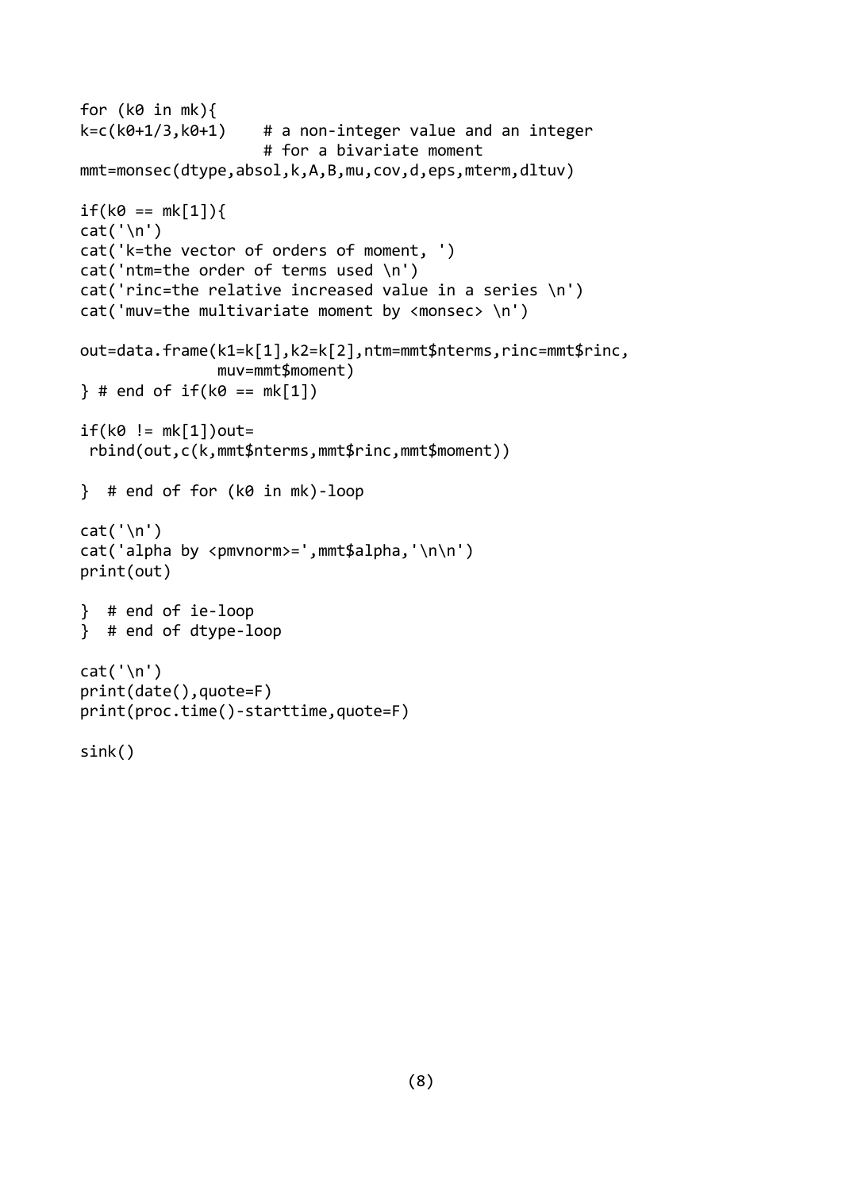```
for (k0 in mk){
k=c(k0+1/3,k0+1)    # a non-integer value and an integer
                    # for a bivariate moment
mmt=monsec(dtype,absol,k,A,B,mu,cov,d,eps,mterm,dltuv)

if(k0 == mk[1]){
cat('\n')
cat('k=the vector of orders of moment, ')
cat('ntm=the order of terms used \n')
cat('rinc=the relative increased value in a series \n')
cat('muv=the multivariate moment by <monsec> \n')

out=data.frame(k1=k[1],k2=k[2],ntm=mmt$nterms,rinc=mmt$rinc,
               muv=mmt$moment)
} # end of if(k0 == mk[1])

if(k0 != mk[1])out=
 rbind(out,c(k,mmt$nterms,mmt$rinc,mmt$moment))

}  # end of for (k0 in mk)-loop

cat('\n')
cat('alpha by <pmvnorm>=',mmt$alpha,'\n\n')
print(out)

}  # end of ie-loop
}  # end of dtype-loop

cat('\n')
print(date(),quote=F)
print(proc.time()-starttime,quote=F)

sink()
```